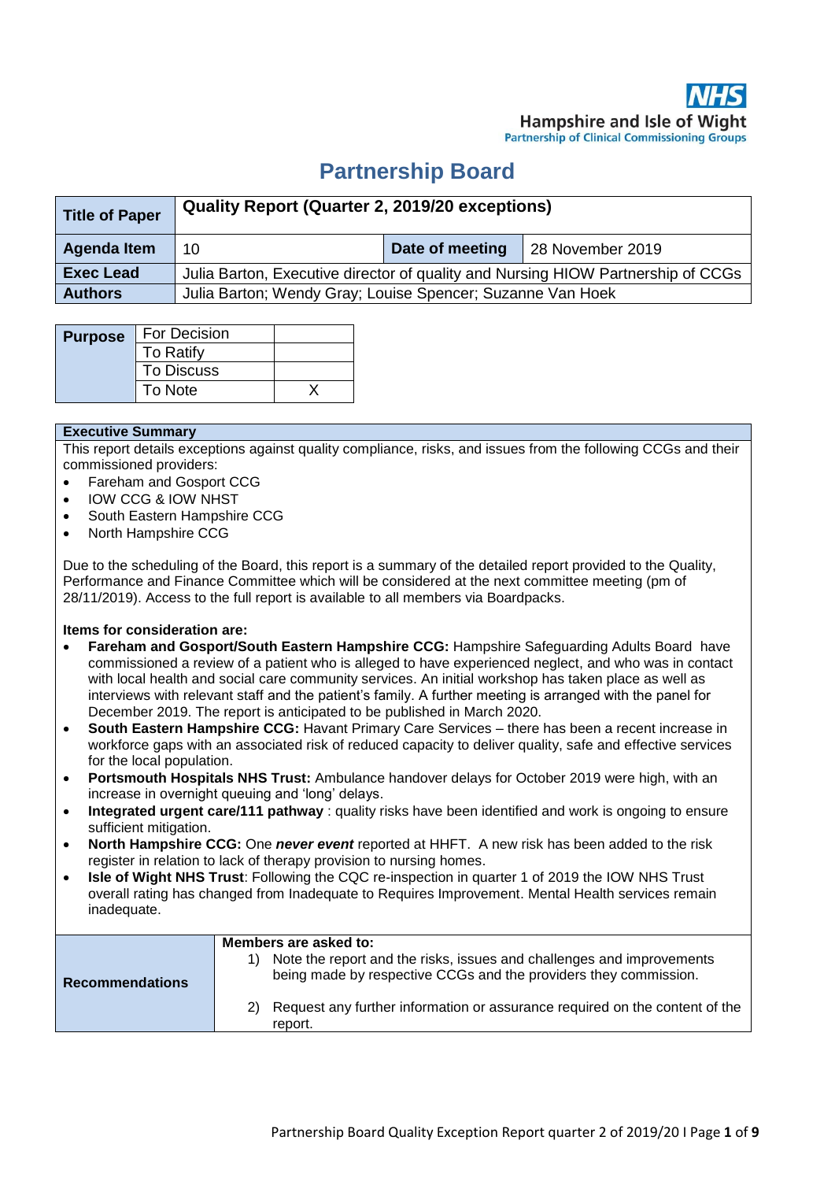NHS
Hampshire and Isle of Wight
Partnership of Clinical Commissioning Groups

# Partnership Board

| Title of Paper | Quality Report (Quarter 2, 2019/20 exceptions) | | |
|---|---|---|---|
| Agenda Item | 10 | Date of meeting | 28 November 2019 |
| Exec Lead | Julia Barton, Executive director of quality and Nursing HIOW Partnership of CCGs | | |
| Authors | Julia Barton; Wendy Gray; Louise Spencer; Suzanne Van Hoek | | |

| Purpose | | |
|---|---|---|
| | For Decision | |
| | To Ratify | |
| | To Discuss | |
| | To Note | X |

**Executive Summary**

This report details exceptions against quality compliance, risks, and issues from the following CCGs and their commissioned providers:

- Fareham and Gosport CCG
- IOW CCG & IOW NHST
- South Eastern Hampshire CCG
- North Hampshire CCG

Due to the scheduling of the Board, this report is a summary of the detailed report provided to the Quality, Performance and Finance Committee which will be considered at the next committee meeting (pm of 28/11/2019). Access to the full report is available to all members via Boardpacks.

**Items for consideration are:**

- **Fareham and Gosport/South Eastern Hampshire CCG:** Hampshire Safeguarding Adults Board have commissioned a review of a patient who is alleged to have experienced neglect, and who was in contact with local health and social care community services. An initial workshop has taken place as well as interviews with relevant staff and the patient's family. A further meeting is arranged with the panel for December 2019. The report is anticipated to be published in March 2020.
- **South Eastern Hampshire CCG:** Havant Primary Care Services – there has been a recent increase in workforce gaps with an associated risk of reduced capacity to deliver quality, safe and effective services for the local population.
- **Portsmouth Hospitals NHS Trust:** Ambulance handover delays for October 2019 were high, with an increase in overnight queuing and 'long' delays.
- **Integrated urgent care/111 pathway** : quality risks have been identified and work is ongoing to ensure sufficient mitigation.
- **North Hampshire CCG:** One ***never event*** reported at HHFT. A new risk has been added to the risk register in relation to lack of therapy provision to nursing homes.
- **Isle of Wight NHS Trust**: Following the CQC re-inspection in quarter 1 of 2019 the IOW NHS Trust overall rating has changed from Inadequate to Requires Improvement. Mental Health services remain inadequate.

| Recommendations | **Members are asked to:**<br>1) Note the report and the risks, issues and challenges and improvements being made by respective CCGs and the providers they commission.<br>2) Request any further information or assurance required on the content of the report. |
|---|---|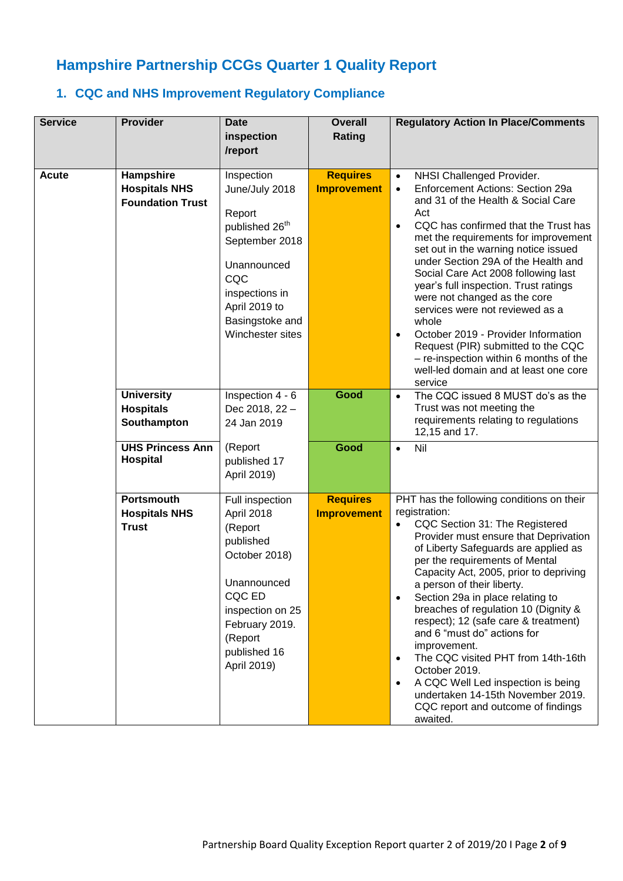# Hampshire Partnership CCGs Quarter 1 Quality Report

## 1. CQC and NHS Improvement Regulatory Compliance

| Service | Provider | Date inspection /report | Overall Rating | Regulatory Action In Place/Comments |
|---|---|---|---|---|
| **Acute** | **Hampshire Hospitals NHS Foundation Trust** | Inspection June/July 2018<br><br>Report published 26th September 2018<br><br>Unannounced CQC inspections in April 2019 to Basingstoke and Winchester sites | **Requires Improvement** | • NHSI Challenged Provider.<br>• Enforcement Actions: Section 29a and 31 of the Health & Social Care Act<br>• CQC has confirmed that the Trust has met the requirements for improvement set out in the warning notice issued under Section 29A of the Health and Social Care Act 2008 following last year's full inspection. Trust ratings were not changed as the core services were not reviewed as a whole<br>• October 2019 - Provider Information Request (PIR) submitted to the CQC – re-inspection within 6 months of the well-led domain and at least one core service |
| | **University Hospitals Southampton** | Inspection 4 - 6 Dec 2018, 22 – 24 Jan 2019 | **Good** | • The CQC issued 8 MUST do's as the Trust was not meeting the requirements relating to regulations 12,15 and 17. |
| | **UHS Princess Ann Hospital** | (Report published 17 April 2019) | **Good** | • Nil |
| | **Portsmouth Hospitals NHS Trust** | Full inspection April 2018 (Report published October 2018)<br><br>Unannounced CQC ED inspection on 25 February 2019. (Report published 16 April 2019) | **Requires Improvement** | PHT has the following conditions on their registration:<br>• CQC Section 31: The Registered Provider must ensure that Deprivation of Liberty Safeguards are applied as per the requirements of Mental Capacity Act, 2005, prior to depriving a person of their liberty.<br>• Section 29a in place relating to breaches of regulation 10 (Dignity & respect); 12 (safe care & treatment) and 6 "must do" actions for improvement.<br>• The CQC visited PHT from 14th-16th October 2019.<br>• A CQC Well Led inspection is being undertaken 14-15th November 2019. CQC report and outcome of findings awaited. |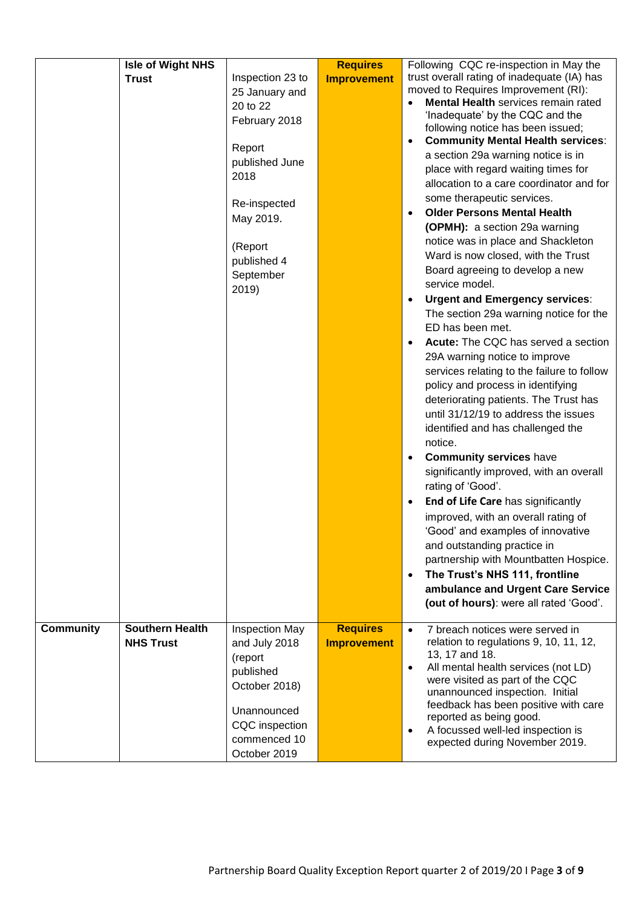| | | | | |
|---|---|---|---|---|
| | **Isle of Wight NHS Trust** | Inspection 23 to 25 January and 20 to 22 February 2018<br><br>Report published June 2018<br><br>Re-inspected May 2019.<br><br>(Report published 4 September 2019) | **Requires Improvement** | Following CQC re-inspection in May the trust overall rating of inadequate (IA) has moved to Requires Improvement (RI):<br>• **Mental Health** services remain rated 'Inadequate' by the CQC and the following notice has been issued;<br>• **Community Mental Health services**: a section 29a warning notice is in place with regard waiting times for allocation to a care coordinator and for some therapeutic services.<br>• **Older Persons Mental Health (OPMH):** a section 29a warning notice was in place and Shackleton Ward is now closed, with the Trust Board agreeing to develop a new service model.<br>• **Urgent and Emergency services**: The section 29a warning notice for the ED has been met.<br>• **Acute:** The CQC has served a section 29A warning notice to improve services relating to the failure to follow policy and process in identifying deteriorating patients. The Trust has until 31/12/19 to address the issues identified and has challenged the notice.<br>• **Community services** have significantly improved, with an overall rating of 'Good'.<br>• **End of Life Care** has significantly improved, with an overall rating of 'Good' and examples of innovative and outstanding practice in partnership with Mountbatten Hospice.<br>• **The Trust's NHS 111, frontline ambulance and Urgent Care Service (out of hours)**: were all rated 'Good'. |
| **Community** | **Southern Health NHS Trust** | Inspection May and July 2018 (report published October 2018)<br><br>Unannounced CQC inspection commenced 10 October 2019 | **Requires Improvement** | • 7 breach notices were served in relation to regulations 9, 10, 11, 12, 13, 17 and 18.<br>• All mental health services (not LD) were visited as part of the CQC unannounced inspection. Initial feedback has been positive with care reported as being good.<br>• A focussed well-led inspection is expected during November 2019. |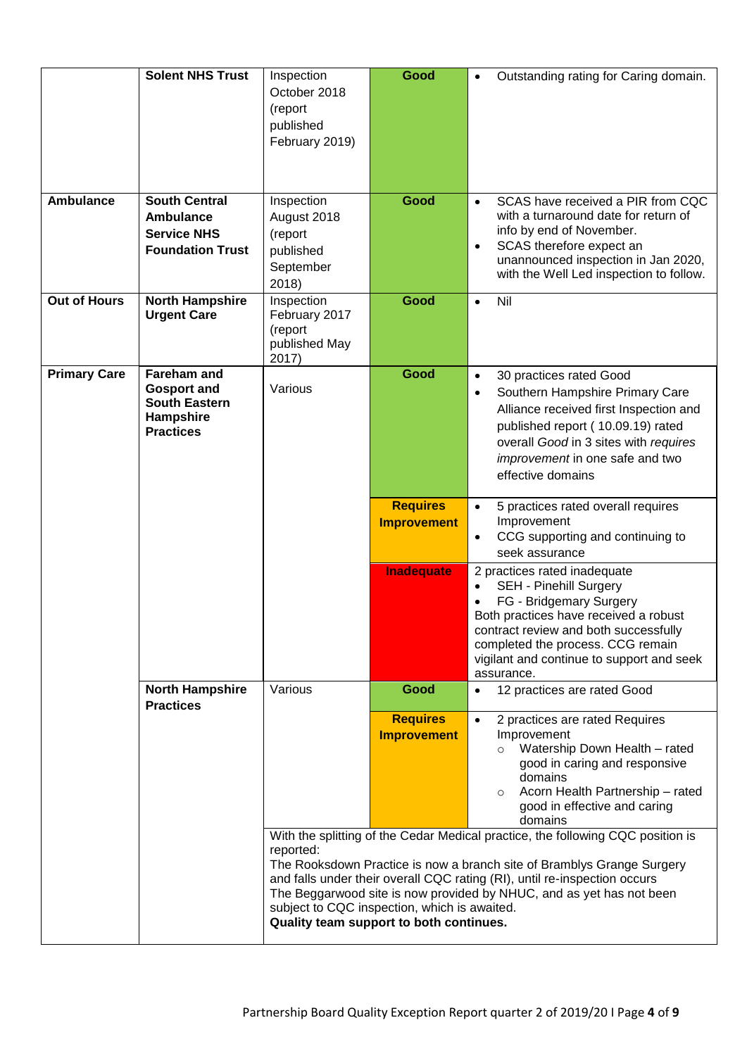| | | | | |
|---|---|---|---|---|
| | **Solent NHS Trust** | Inspection October 2018 (report published February 2019) | **Good** | • Outstanding rating for Caring domain. |
| **Ambulance** | **South Central Ambulance Service NHS Foundation Trust** | Inspection August 2018 (report published September 2018) | **Good** | • SCAS have received a PIR from CQC with a turnaround date for return of info by end of November.<br>• SCAS therefore expect an unannounced inspection in Jan 2020, with the Well Led inspection to follow. |
| **Out of Hours** | **North Hampshire Urgent Care** | Inspection February 2017 (report published May 2017) | **Good** | • Nil |
| **Primary Care** | **Fareham and Gosport and South Eastern Hampshire Practices** | Various | **Good** | • 30 practices rated Good<br>• Southern Hampshire Primary Care Alliance received first Inspection and published report ( 10.09.19) rated overall *Good* in 3 sites with *requires improvement* in one safe and two effective domains |
| | | | **Requires Improvement** | • 5 practices rated overall requires Improvement<br>• CCG supporting and continuing to seek assurance |
| | | | **Inadequate** | 2 practices rated inadequate<br>• SEH - Pinehill Surgery<br>• FG - Bridgemary Surgery<br>Both practices have received a robust contract review and both successfully completed the process. CCG remain vigilant and continue to support and seek assurance. |
| | **North Hampshire Practices** | Various | **Good** | • 12 practices are rated Good |
| | | | **Requires Improvement** | • 2 practices are rated Requires Improvement<br>  ○ Watership Down Health – rated good in caring and responsive domains<br>  ○ Acorn Health Partnership – rated good in effective and caring domains |
| | | With the splitting of the Cedar Medical practice, the following CQC position is reported:<br>The Rooksdown Practice is now a branch site of Bramblys Grange Surgery and falls under their overall CQC rating (RI), until re-inspection occurs<br>The Beggarwood site is now provided by NHUC, and as yet has not been subject to CQC inspection, which is awaited.<br>**Quality team support to both continues.** | | |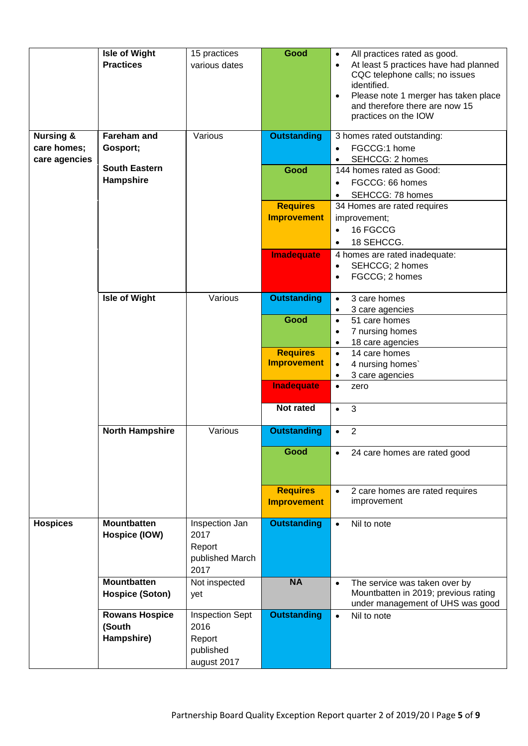| | | | | |
|---|---|---|---|---|
| | **Isle of Wight Practices** | 15 practices various dates | **Good** | • All practices rated as good.<br>• At least 5 practices have had planned CQC telephone calls; no issues identified.<br>• Please note 1 merger has taken place and therefore there are now 15 practices on the IOW |
| **Nursing & care homes; care agencies** | **Fareham and Gosport;**<br>**South Eastern Hampshire** | Various | **Outstanding** | 3 homes rated outstanding:<br>• FGCCG:1 home<br>• SEHCCG: 2 homes |
| | | | **Good** | 144 homes rated as Good:<br>• FGCCG: 66 homes<br>• SEHCCG: 78 homes |
| | | | **Requires Improvement** | 34 Homes are rated requires improvement;<br>• 16 FGCCG<br>• 18 SEHCCG. |
| | | | **Imadequate** | 4 homes are rated inadequate:<br>• SEHCCG; 2 homes<br>• FGCCG; 2 homes |
| | **Isle of Wight** | Various | **Outstanding** | • 3 care homes<br>• 3 care agencies |
| | | | **Good** | • 51 care homes<br>• 7 nursing homes<br>• 18 care agencies |
| | | | **Requires Improvement** | • 14 care homes<br>• 4 nursing homes`<br>• 3 care agencies |
| | | | **Inadequate** | • zero |
| | | | **Not rated** | • 3 |
| | **North Hampshire** | Various | **Outstanding** | • 2 |
| | | | **Good** | • 24 care homes are rated good |
| | | | **Requires Improvement** | • 2 care homes are rated requires improvement |
| **Hospices** | **Mountbatten Hospice (IOW)** | Inspection Jan 2017 Report published March 2017 | **Outstanding** | • Nil to note |
| | **Mountbatten Hospice (Soton)** | Not inspected yet | **NA** | • The service was taken over by Mountbatten in 2019; previous rating under management of UHS was good |
| | **Rowans Hospice (South Hampshire)** | Inspection Sept 2016 Report published august 2017 | **Outstanding** | • Nil to note |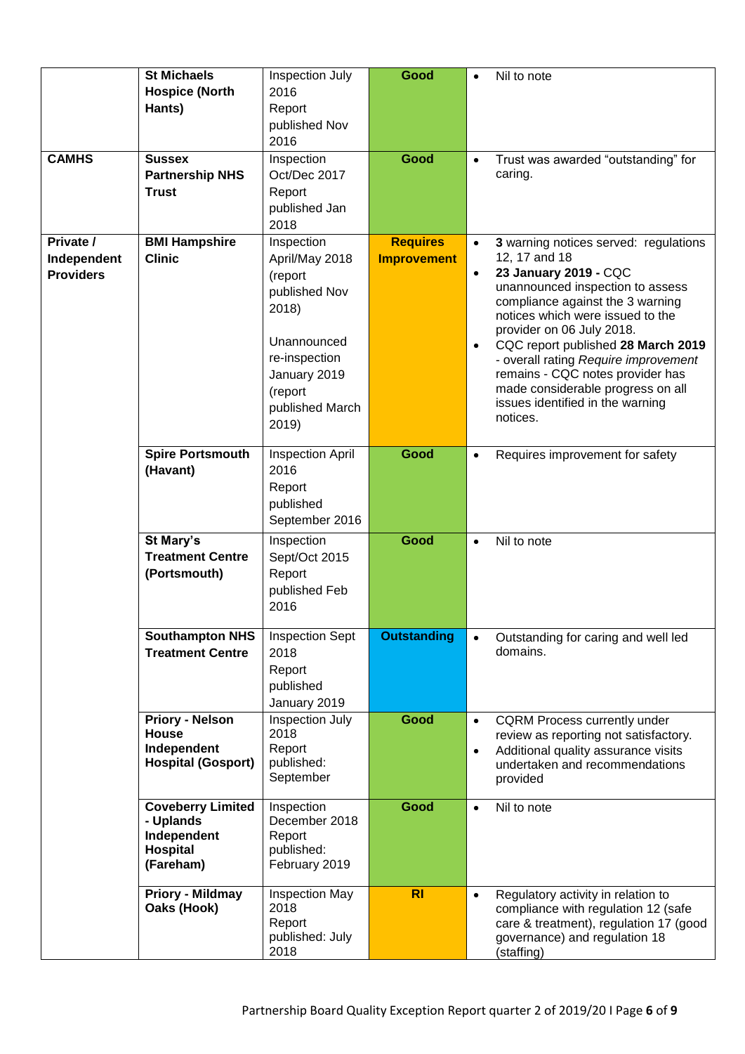| | | | | |
|---|---|---|---|---|
| | **St Michaels Hospice (North Hants)** | Inspection July 2016 Report published Nov 2016 | **Good** | • Nil to note |
| **CAMHS** | **Sussex Partnership NHS Trust** | Inspection Oct/Dec 2017 Report published Jan 2018 | **Good** | • Trust was awarded "outstanding" for caring. |
| **Private / Independent Providers** | **BMI Hampshire Clinic** | Inspection April/May 2018 (report published Nov 2018)<br><br>Unannounced re-inspection January 2019 (report published March 2019) | **Requires Improvement** | • **3** warning notices served: regulations 12, 17 and 18<br>• **23 January 2019 -** CQC unannounced inspection to assess compliance against the 3 warning notices which were issued to the provider on 06 July 2018.<br>• CQC report published **28 March 2019** - overall rating *Require improvement* remains - CQC notes provider has made considerable progress on all issues identified in the warning notices. |
| | **Spire Portsmouth (Havant)** | Inspection April 2016 Report published September 2016 | **Good** | • Requires improvement for safety |
| | **St Mary's Treatment Centre (Portsmouth)** | Inspection Sept/Oct 2015 Report published Feb 2016 | **Good** | • Nil to note |
| | **Southampton NHS Treatment Centre** | Inspection Sept 2018 Report published January 2019 | **Outstanding** | • Outstanding for caring and well led domains. |
| | **Priory - Nelson House Independent Hospital (Gosport)** | Inspection July 2018 Report published: September | **Good** | • CQRM Process currently under review as reporting not satisfactory.<br>• Additional quality assurance visits undertaken and recommendations provided |
| | **Coveberry Limited - Uplands Independent Hospital (Fareham)** | Inspection December 2018 Report published: February 2019 | **Good** | • Nil to note |
| | **Priory - Mildmay Oaks (Hook)** | Inspection May 2018 Report published: July 2018 | **RI** | • Regulatory activity in relation to compliance with regulation 12 (safe care & treatment), regulation 17 (good governance) and regulation 18 (staffing) |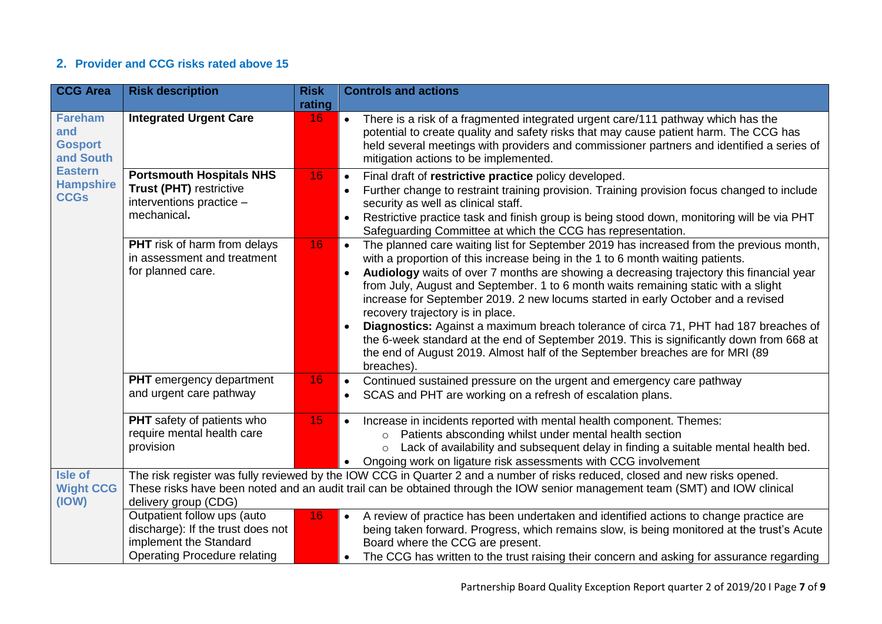## 2. Provider and CCG risks rated above 15

| CCG Area | Risk description | Risk rating | Controls and actions |
|---|---|---|---|
| **Fareham and Gosport and South Eastern Hampshire CCGs** | **Integrated Urgent Care** | 16 | • There is a risk of a fragmented integrated urgent care/111 pathway which has the potential to create quality and safety risks that may cause patient harm. The CCG has held several meetings with providers and commissioner partners and identified a series of mitigation actions to be implemented. |
| | **Portsmouth Hospitals NHS Trust (PHT)** restrictive interventions practice – mechanical**.** | 16 | • Final draft of **restrictive practice** policy developed.<br>• Further change to restraint training provision. Training provision focus changed to include security as well as clinical staff.<br>• Restrictive practice task and finish group is being stood down, monitoring will be via PHT Safeguarding Committee at which the CCG has representation. |
| | **PHT** risk of harm from delays in assessment and treatment for planned care. | 16 | • The planned care waiting list for September 2019 has increased from the previous month, with a proportion of this increase being in the 1 to 6 month waiting patients.<br>• **Audiology** waits of over 7 months are showing a decreasing trajectory this financial year from July, August and September. 1 to 6 month waits remaining static with a slight increase for September 2019. 2 new locums started in early October and a revised recovery trajectory is in place.<br>• **Diagnostics:** Against a maximum breach tolerance of circa 71, PHT had 187 breaches of the 6-week standard at the end of September 2019. This is significantly down from 668 at the end of August 2019. Almost half of the September breaches are for MRI (89 breaches). |
| | **PHT** emergency department and urgent care pathway | 16 | • Continued sustained pressure on the urgent and emergency care pathway<br>• SCAS and PHT are working on a refresh of escalation plans. |
| | **PHT** safety of patients who require mental health care provision | 15 | • Increase in incidents reported with mental health component. Themes:<br>  ○ Patients absconding whilst under mental health section<br>  ○ Lack of availability and subsequent delay in finding a suitable mental health bed.<br>• Ongoing work on ligature risk assessments with CCG involvement |
| **Isle of Wight CCG (IOW)** | The risk register was fully reviewed by the IOW CCG in Quarter 2 and a number of risks reduced, closed and new risks opened. These risks have been noted and an audit trail can be obtained through the IOW senior management team (SMT) and IOW clinical delivery group (CDG) | | |
| | Outpatient follow ups (auto discharge): If the trust does not implement the Standard Operating Procedure relating | 16 | • A review of practice has been undertaken and identified actions to change practice are being taken forward. Progress, which remains slow, is being monitored at the trust's Acute Board where the CCG are present.<br>• The CCG has written to the trust raising their concern and asking for assurance regarding |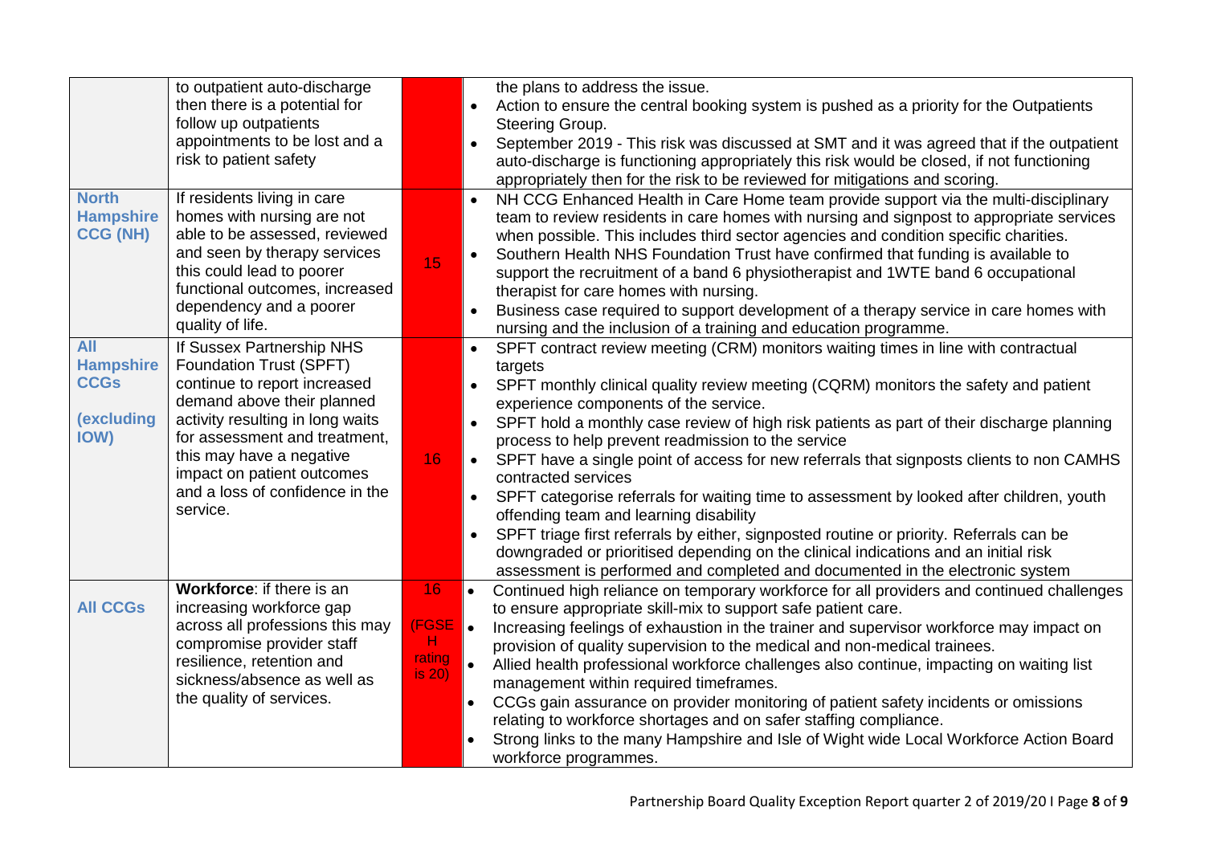| | | | |
|---|---|---|---|
| | to outpatient auto-discharge then there is a potential for follow up outpatients appointments to be lost and a risk to patient safety | | the plans to address the issue.<br>• Action to ensure the central booking system is pushed as a priority for the Outpatients Steering Group.<br>• September 2019 - This risk was discussed at SMT and it was agreed that if the outpatient auto-discharge is functioning appropriately this risk would be closed, if not functioning appropriately then for the risk to be reviewed for mitigations and scoring. |
| **North Hampshire CCG (NH)** | If residents living in care homes with nursing are not able to be assessed, reviewed and seen by therapy services this could lead to poorer functional outcomes, increased dependency and a poorer quality of life. | 15 | • NH CCG Enhanced Health in Care Home team provide support via the multi-disciplinary team to review residents in care homes with nursing and signpost to appropriate services when possible. This includes third sector agencies and condition specific charities.<br>• Southern Health NHS Foundation Trust have confirmed that funding is available to support the recruitment of a band 6 physiotherapist and 1WTE band 6 occupational therapist for care homes with nursing.<br>• Business case required to support development of a therapy service in care homes with nursing and the inclusion of a training and education programme. |
| **All Hampshire CCGs (excluding IOW)** | If Sussex Partnership NHS Foundation Trust (SPFT) continue to report increased demand above their planned activity resulting in long waits for assessment and treatment, this may have a negative impact on patient outcomes and a loss of confidence in the service. | 16 | • SPFT contract review meeting (CRM) monitors waiting times in line with contractual targets<br>• SPFT monthly clinical quality review meeting (CQRM) monitors the safety and patient experience components of the service.<br>• SPFT hold a monthly case review of high risk patients as part of their discharge planning process to help prevent readmission to the service<br>• SPFT have a single point of access for new referrals that signposts clients to non CAMHS contracted services<br>• SPFT categorise referrals for waiting time to assessment by looked after children, youth offending team and learning disability<br>• SPFT triage first referrals by either, signposted routine or priority. Referrals can be downgraded or prioritised depending on the clinical indications and an initial risk assessment is performed and completed and documented in the electronic system |
| **All CCGs** | **Workforce**: if there is an increasing workforce gap across all professions this may compromise provider staff resilience, retention and sickness/absence as well as the quality of services. | 16 (FGSEH rating is 20) | • Continued high reliance on temporary workforce for all providers and continued challenges to ensure appropriate skill-mix to support safe patient care.<br>• Increasing feelings of exhaustion in the trainer and supervisor workforce may impact on provision of quality supervision to the medical and non-medical trainees.<br>• Allied health professional workforce challenges also continue, impacting on waiting list management within required timeframes.<br>• CCGs gain assurance on provider monitoring of patient safety incidents or omissions relating to workforce shortages and on safer staffing compliance.<br>• Strong links to the many Hampshire and Isle of Wight wide Local Workforce Action Board workforce programmes. |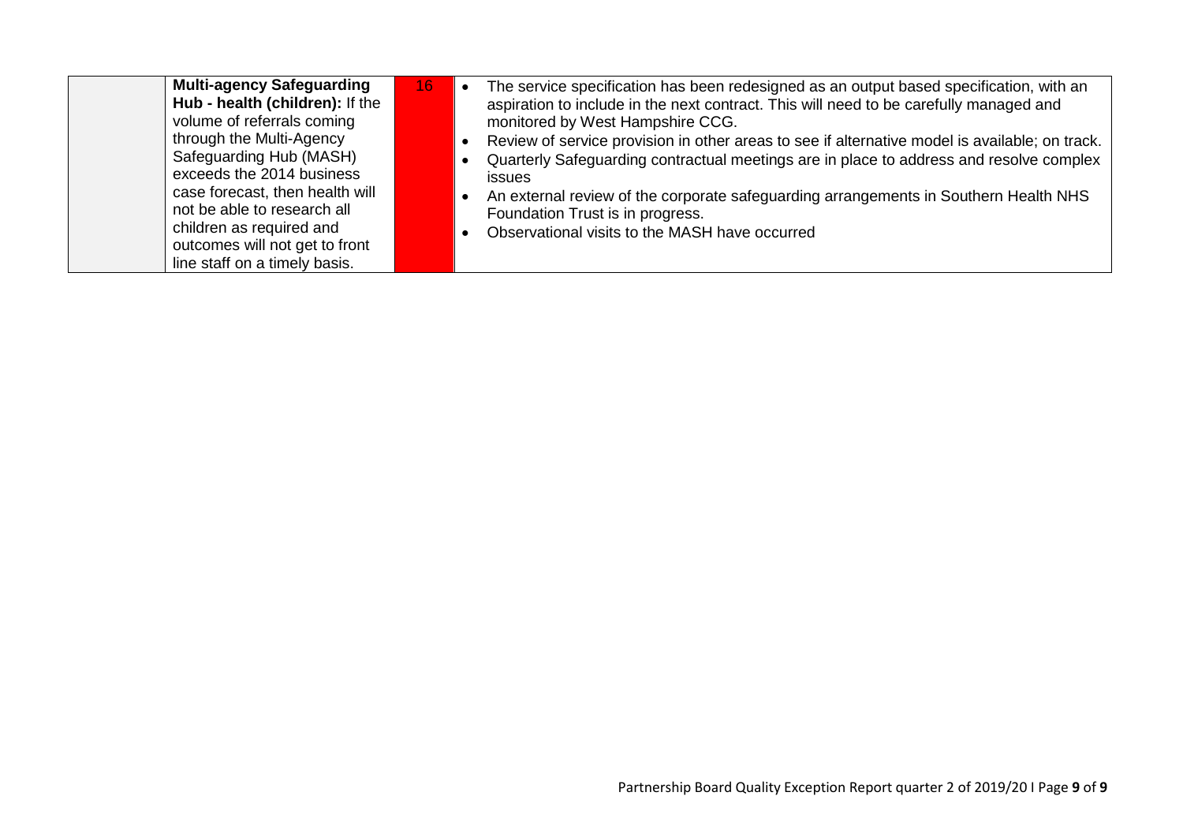| | | | |
|---|---|---|---|
| | **Multi-agency Safeguarding Hub - health (children):** If the volume of referrals coming through the Multi-Agency Safeguarding Hub (MASH) exceeds the 2014 business case forecast, then health will not be able to research all children as required and outcomes will not get to front line staff on a timely basis. | 16 | • The service specification has been redesigned as an output based specification, with an aspiration to include in the next contract. This will need to be carefully managed and monitored by West Hampshire CCG.<br>• Review of service provision in other areas to see if alternative model is available; on track.<br>• Quarterly Safeguarding contractual meetings are in place to address and resolve complex issues<br>• An external review of the corporate safeguarding arrangements in Southern Health NHS Foundation Trust is in progress.<br>• Observational visits to the MASH have occurred |